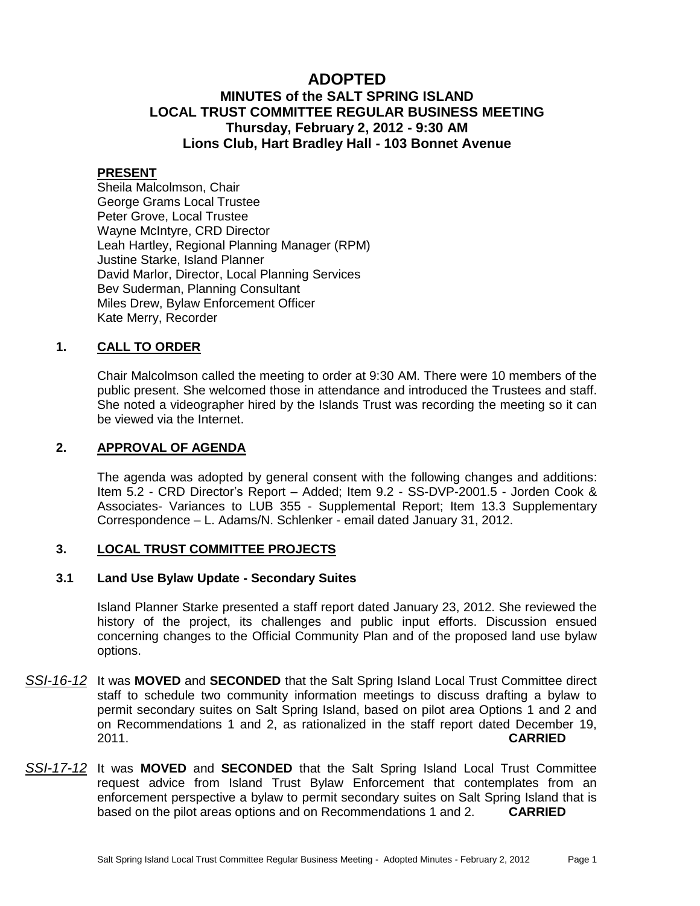# ADOPTED

## MINUTES of the SALT SPRING ISLAND LOCAL TRUST COMMITTEE REGULAR BUSINESS MEETING
## Thursday, February 2, 2012 - 9:30 AM
## Lions Club, Hart Bradley Hall - 103 Bonnet Avenue

**PRESENT**

Sheila Malcolmson, Chair
George Grams Local Trustee
Peter Grove, Local Trustee
Wayne McIntyre, CRD Director
Leah Hartley, Regional Planning Manager (RPM)
Justine Starke, Island Planner
David Marlor, Director, Local Planning Services
Bev Suderman, Planning Consultant
Miles Drew, Bylaw Enforcement Officer
Kate Merry, Recorder

### 1. CALL TO ORDER

Chair Malcolmson called the meeting to order at 9:30 AM. There were 10 members of the public present. She welcomed those in attendance and introduced the Trustees and staff. She noted a videographer hired by the Islands Trust was recording the meeting so it can be viewed via the Internet.

### 2. APPROVAL OF AGENDA

The agenda was adopted by general consent with the following changes and additions: Item 5.2 - CRD Director's Report – Added; Item 9.2 - SS-DVP-2001.5 - Jorden Cook & Associates- Variances to LUB 355 - Supplemental Report; Item 13.3 Supplementary Correspondence – L. Adams/N. Schlenker - email dated January 31, 2012.

### 3. LOCAL TRUST COMMITTEE PROJECTS

#### 3.1 Land Use Bylaw Update - Secondary Suites

Island Planner Starke presented a staff report dated January 23, 2012. She reviewed the history of the project, its challenges and public input efforts. Discussion ensued concerning changes to the Official Community Plan and of the proposed land use bylaw options.

*SSI-16-12* It was **MOVED** and **SECONDED** that the Salt Spring Island Local Trust Committee direct staff to schedule two community information meetings to discuss drafting a bylaw to permit secondary suites on Salt Spring Island, based on pilot area Options 1 and 2 and on Recommendations 1 and 2, as rationalized in the staff report dated December 19, 2011. **CARRIED**

*SSI-17-12* It was **MOVED** and **SECONDED** that the Salt Spring Island Local Trust Committee request advice from Island Trust Bylaw Enforcement that contemplates from an enforcement perspective a bylaw to permit secondary suites on Salt Spring Island that is based on the pilot areas options and on Recommendations 1 and 2. **CARRIED**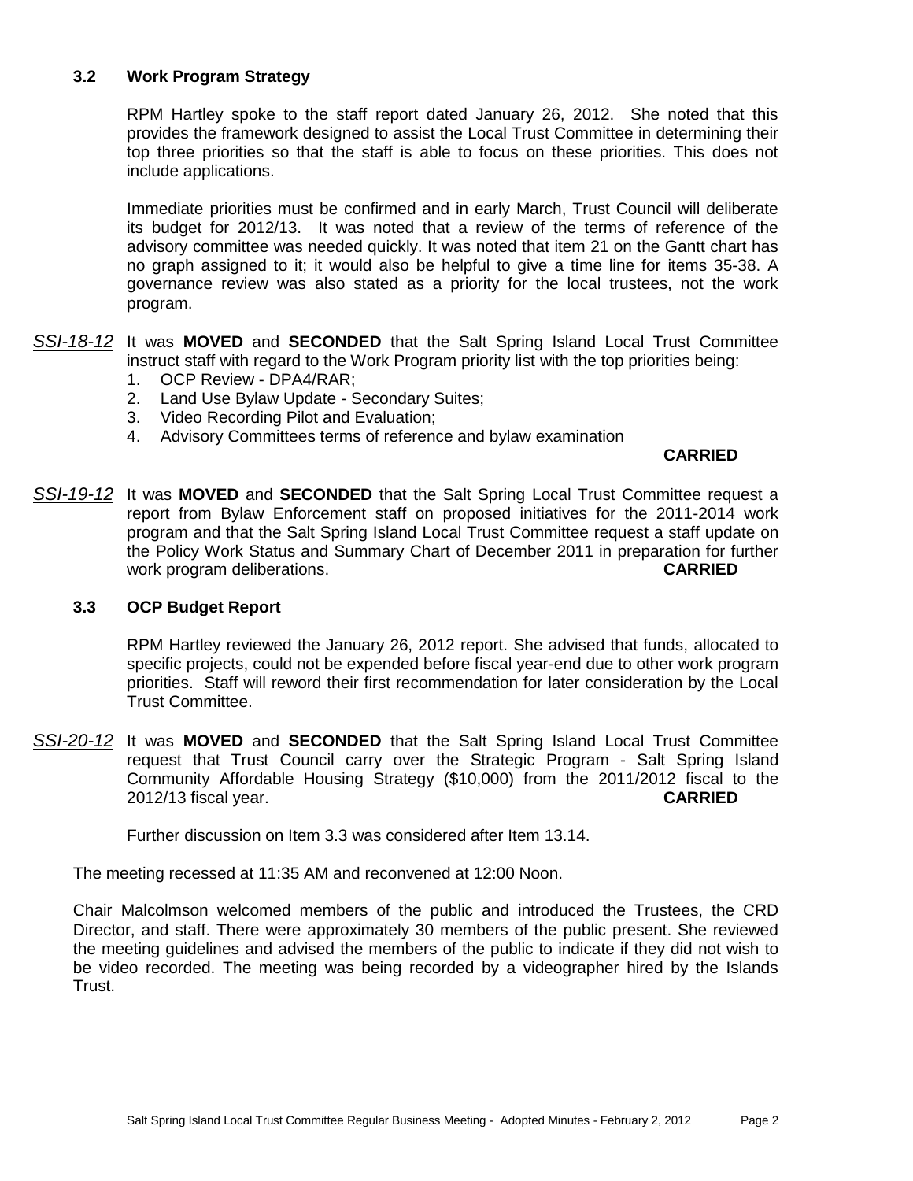### 3.2 Work Program Strategy

RPM Hartley spoke to the staff report dated January 26, 2012. She noted that this provides the framework designed to assist the Local Trust Committee in determining their top three priorities so that the staff is able to focus on these priorities. This does not include applications.

Immediate priorities must be confirmed and in early March, Trust Council will deliberate its budget for 2012/13. It was noted that a review of the terms of reference of the advisory committee was needed quickly. It was noted that item 21 on the Gantt chart has no graph assigned to it; it would also be helpful to give a time line for items 35-38. A governance review was also stated as a priority for the local trustees, not the work program.

*SSI-18-12* It was **MOVED** and **SECONDED** that the Salt Spring Island Local Trust Committee instruct staff with regard to the Work Program priority list with the top priorities being:

1. OCP Review - DPA4/RAR;
2. Land Use Bylaw Update - Secondary Suites;
3. Video Recording Pilot and Evaluation;
4. Advisory Committees terms of reference and bylaw examination

**CARRIED**

*SSI-19-12* It was **MOVED** and **SECONDED** that the Salt Spring Local Trust Committee request a report from Bylaw Enforcement staff on proposed initiatives for the 2011-2014 work program and that the Salt Spring Island Local Trust Committee request a staff update on the Policy Work Status and Summary Chart of December 2011 in preparation for further work program deliberations. **CARRIED**

### 3.3 OCP Budget Report

RPM Hartley reviewed the January 26, 2012 report. She advised that funds, allocated to specific projects, could not be expended before fiscal year-end due to other work program priorities. Staff will reword their first recommendation for later consideration by the Local Trust Committee.

*SSI-20-12* It was **MOVED** and **SECONDED** that the Salt Spring Island Local Trust Committee request that Trust Council carry over the Strategic Program - Salt Spring Island Community Affordable Housing Strategy ($10,000) from the 2011/2012 fiscal to the 2012/13 fiscal year. **CARRIED**

Further discussion on Item 3.3 was considered after Item 13.14.

The meeting recessed at 11:35 AM and reconvened at 12:00 Noon.

Chair Malcolmson welcomed members of the public and introduced the Trustees, the CRD Director, and staff. There were approximately 30 members of the public present. She reviewed the meeting guidelines and advised the members of the public to indicate if they did not wish to be video recorded. The meeting was being recorded by a videographer hired by the Islands Trust.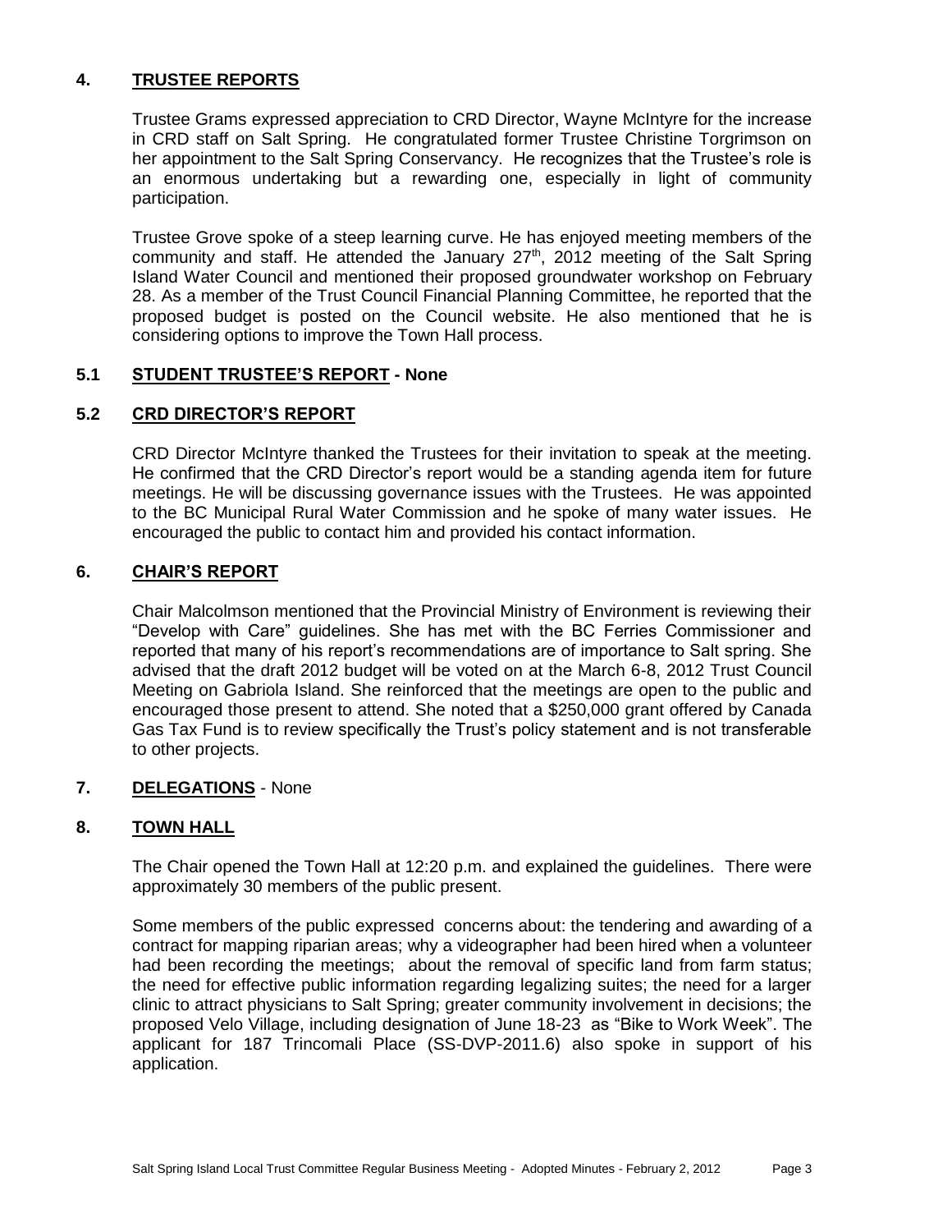## 4. TRUSTEE REPORTS

Trustee Grams expressed appreciation to CRD Director, Wayne McIntyre for the increase in CRD staff on Salt Spring. He congratulated former Trustee Christine Torgrimson on her appointment to the Salt Spring Conservancy. He recognizes that the Trustee's role is an enormous undertaking but a rewarding one, especially in light of community participation.

Trustee Grove spoke of a steep learning curve. He has enjoyed meeting members of the community and staff. He attended the January 27th, 2012 meeting of the Salt Spring Island Water Council and mentioned their proposed groundwater workshop on February 28. As a member of the Trust Council Financial Planning Committee, he reported that the proposed budget is posted on the Council website. He also mentioned that he is considering options to improve the Town Hall process.

## 5.1 STUDENT TRUSTEE'S REPORT - None

## 5.2 CRD DIRECTOR'S REPORT

CRD Director McIntyre thanked the Trustees for their invitation to speak at the meeting. He confirmed that the CRD Director's report would be a standing agenda item for future meetings. He will be discussing governance issues with the Trustees. He was appointed to the BC Municipal Rural Water Commission and he spoke of many water issues. He encouraged the public to contact him and provided his contact information.

## 6. CHAIR'S REPORT

Chair Malcolmson mentioned that the Provincial Ministry of Environment is reviewing their "Develop with Care" guidelines. She has met with the BC Ferries Commissioner and reported that many of his report's recommendations are of importance to Salt spring. She advised that the draft 2012 budget will be voted on at the March 6-8, 2012 Trust Council Meeting on Gabriola Island. She reinforced that the meetings are open to the public and encouraged those present to attend. She noted that a $250,000 grant offered by Canada Gas Tax Fund is to review specifically the Trust's policy statement and is not transferable to other projects.

## 7. DELEGATIONS - None

## 8. TOWN HALL

The Chair opened the Town Hall at 12:20 p.m. and explained the guidelines. There were approximately 30 members of the public present.

Some members of the public expressed concerns about: the tendering and awarding of a contract for mapping riparian areas; why a videographer had been hired when a volunteer had been recording the meetings; about the removal of specific land from farm status; the need for effective public information regarding legalizing suites; the need for a larger clinic to attract physicians to Salt Spring; greater community involvement in decisions; the proposed Velo Village, including designation of June 18-23 as "Bike to Work Week". The applicant for 187 Trincomali Place (SS-DVP-2011.6) also spoke in support of his application.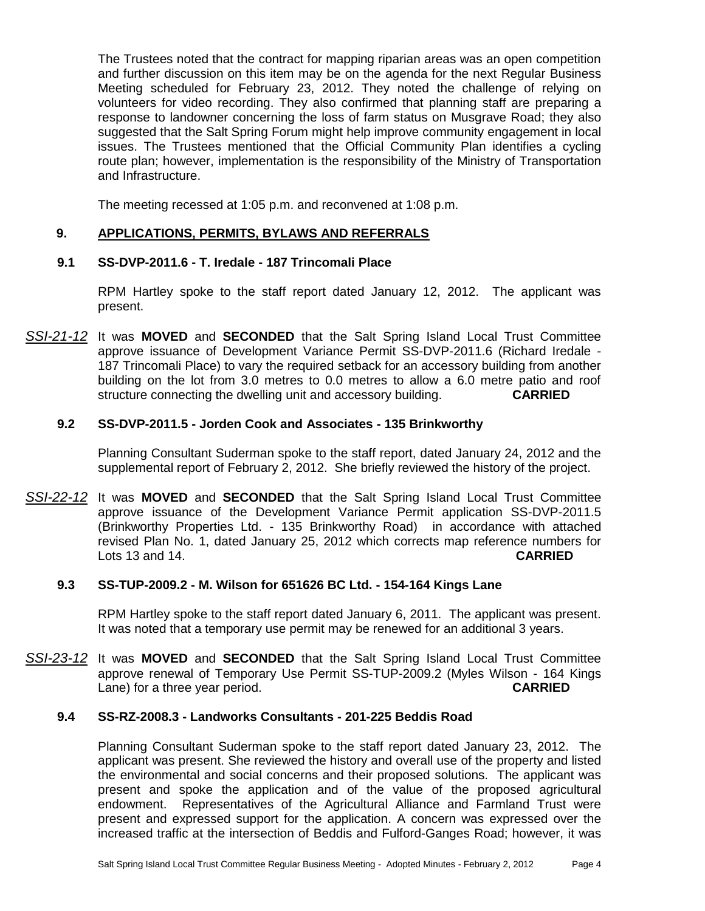The Trustees noted that the contract for mapping riparian areas was an open competition and further discussion on this item may be on the agenda for the next Regular Business Meeting scheduled for February 23, 2012. They noted the challenge of relying on volunteers for video recording. They also confirmed that planning staff are preparing a response to landowner concerning the loss of farm status on Musgrave Road; they also suggested that the Salt Spring Forum might help improve community engagement in local issues. The Trustees mentioned that the Official Community Plan identifies a cycling route plan; however, implementation is the responsibility of the Ministry of Transportation and Infrastructure.

The meeting recessed at 1:05 p.m. and reconvened at 1:08 p.m.

## 9. APPLICATIONS, PERMITS, BYLAWS AND REFERRALS

### 9.1 SS-DVP-2011.6 - T. Iredale - 187 Trincomali Place

RPM Hartley spoke to the staff report dated January 12, 2012. The applicant was present.

*SSI-21-12* It was **MOVED** and **SECONDED** that the Salt Spring Island Local Trust Committee approve issuance of Development Variance Permit SS-DVP-2011.6 (Richard Iredale - 187 Trincomali Place) to vary the required setback for an accessory building from another building on the lot from 3.0 metres to 0.0 metres to allow a 6.0 metre patio and roof structure connecting the dwelling unit and accessory building. **CARRIED**

### 9.2 SS-DVP-2011.5 - Jorden Cook and Associates - 135 Brinkworthy

Planning Consultant Suderman spoke to the staff report, dated January 24, 2012 and the supplemental report of February 2, 2012. She briefly reviewed the history of the project.

*SSI-22-12* It was **MOVED** and **SECONDED** that the Salt Spring Island Local Trust Committee approve issuance of the Development Variance Permit application SS-DVP-2011.5 (Brinkworthy Properties Ltd. - 135 Brinkworthy Road) in accordance with attached revised Plan No. 1, dated January 25, 2012 which corrects map reference numbers for Lots 13 and 14. **CARRIED**

### 9.3 SS-TUP-2009.2 - M. Wilson for 651626 BC Ltd. - 154-164 Kings Lane

RPM Hartley spoke to the staff report dated January 6, 2011. The applicant was present. It was noted that a temporary use permit may be renewed for an additional 3 years.

*SSI-23-12* It was **MOVED** and **SECONDED** that the Salt Spring Island Local Trust Committee approve renewal of Temporary Use Permit SS-TUP-2009.2 (Myles Wilson - 164 Kings Lane) for a three year period. **CARRIED**

### 9.4 SS-RZ-2008.3 - Landworks Consultants - 201-225 Beddis Road

Planning Consultant Suderman spoke to the staff report dated January 23, 2012. The applicant was present. She reviewed the history and overall use of the property and listed the environmental and social concerns and their proposed solutions. The applicant was present and spoke the application and of the value of the proposed agricultural endowment. Representatives of the Agricultural Alliance and Farmland Trust were present and expressed support for the application. A concern was expressed over the increased traffic at the intersection of Beddis and Fulford-Ganges Road; however, it was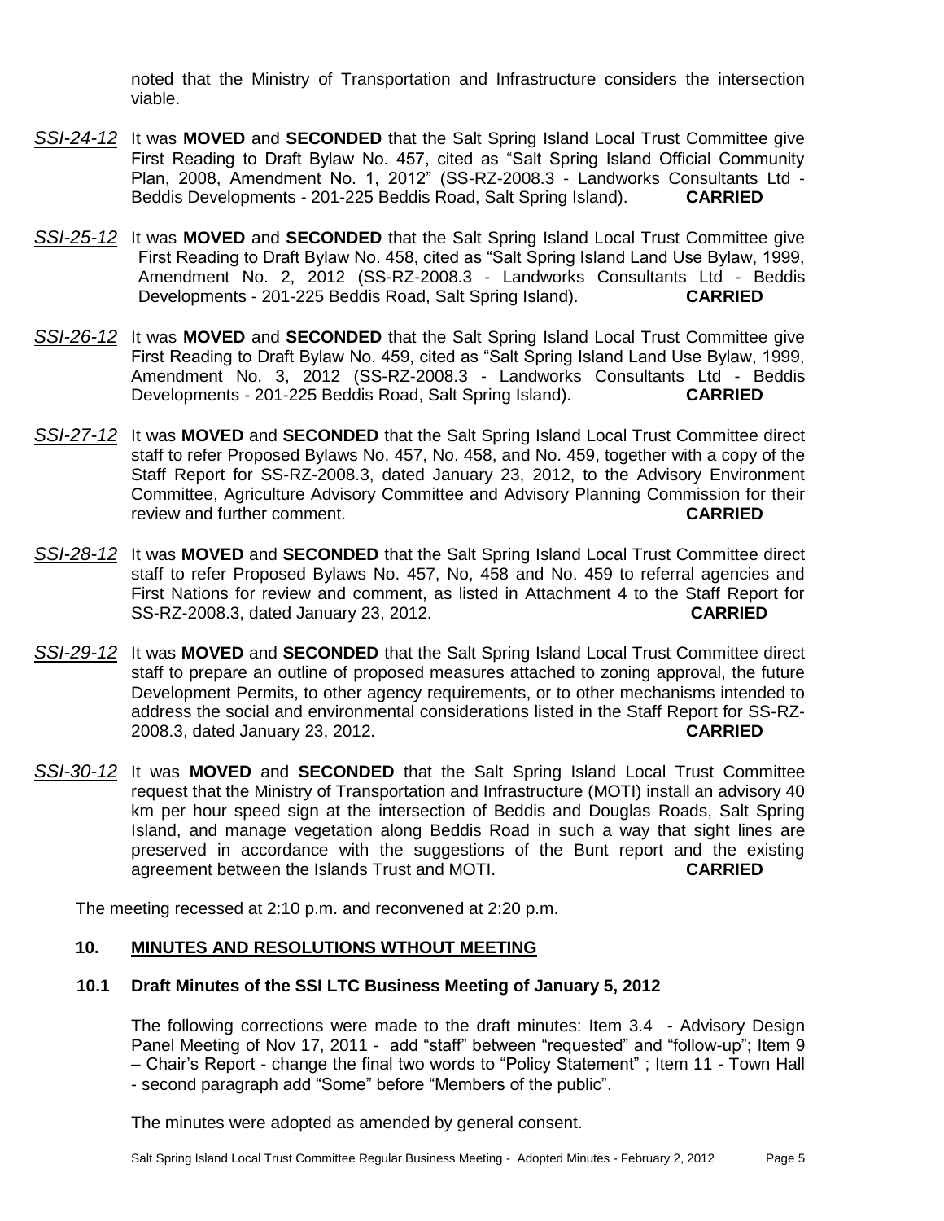noted that the Ministry of Transportation and Infrastructure considers the intersection viable.

*SSI-24-12* It was **MOVED** and **SECONDED** that the Salt Spring Island Local Trust Committee give First Reading to Draft Bylaw No. 457, cited as "Salt Spring Island Official Community Plan, 2008, Amendment No. 1, 2012" (SS-RZ-2008.3 - Landworks Consultants Ltd - Beddis Developments - 201-225 Beddis Road, Salt Spring Island). **CARRIED**

*SSI-25-12* It was **MOVED** and **SECONDED** that the Salt Spring Island Local Trust Committee give First Reading to Draft Bylaw No. 458, cited as "Salt Spring Island Land Use Bylaw, 1999, Amendment No. 2, 2012 (SS-RZ-2008.3 - Landworks Consultants Ltd - Beddis Developments - 201-225 Beddis Road, Salt Spring Island). **CARRIED**

*SSI-26-12* It was **MOVED** and **SECONDED** that the Salt Spring Island Local Trust Committee give First Reading to Draft Bylaw No. 459, cited as "Salt Spring Island Land Use Bylaw, 1999, Amendment No. 3, 2012 (SS-RZ-2008.3 - Landworks Consultants Ltd - Beddis Developments - 201-225 Beddis Road, Salt Spring Island). **CARRIED**

*SSI-27-12* It was **MOVED** and **SECONDED** that the Salt Spring Island Local Trust Committee direct staff to refer Proposed Bylaws No. 457, No. 458, and No. 459, together with a copy of the Staff Report for SS-RZ-2008.3, dated January 23, 2012, to the Advisory Environment Committee, Agriculture Advisory Committee and Advisory Planning Commission for their review and further comment. **CARRIED**

*SSI-28-12* It was **MOVED** and **SECONDED** that the Salt Spring Island Local Trust Committee direct staff to refer Proposed Bylaws No. 457, No, 458 and No. 459 to referral agencies and First Nations for review and comment, as listed in Attachment 4 to the Staff Report for SS-RZ-2008.3, dated January 23, 2012. **CARRIED**

*SSI-29-12* It was **MOVED** and **SECONDED** that the Salt Spring Island Local Trust Committee direct staff to prepare an outline of proposed measures attached to zoning approval, the future Development Permits, to other agency requirements, or to other mechanisms intended to address the social and environmental considerations listed in the Staff Report for SS-RZ-2008.3, dated January 23, 2012. **CARRIED**

*SSI-30-12* It was **MOVED** and **SECONDED** that the Salt Spring Island Local Trust Committee request that the Ministry of Transportation and Infrastructure (MOTI) install an advisory 40 km per hour speed sign at the intersection of Beddis and Douglas Roads, Salt Spring Island, and manage vegetation along Beddis Road in such a way that sight lines are preserved in accordance with the suggestions of the Bunt report and the existing agreement between the Islands Trust and MOTI. **CARRIED**

The meeting recessed at 2:10 p.m. and reconvened at 2:20 p.m.

## 10. MINUTES AND RESOLUTIONS WTHOUT MEETING

### 10.1 Draft Minutes of the SSI LTC Business Meeting of January 5, 2012

The following corrections were made to the draft minutes: Item 3.4 - Advisory Design Panel Meeting of Nov 17, 2011 - add "staff" between "requested" and "follow-up"; Item 9 – Chair's Report - change the final two words to "Policy Statement" ; Item 11 - Town Hall - second paragraph add "Some" before "Members of the public".

The minutes were adopted as amended by general consent.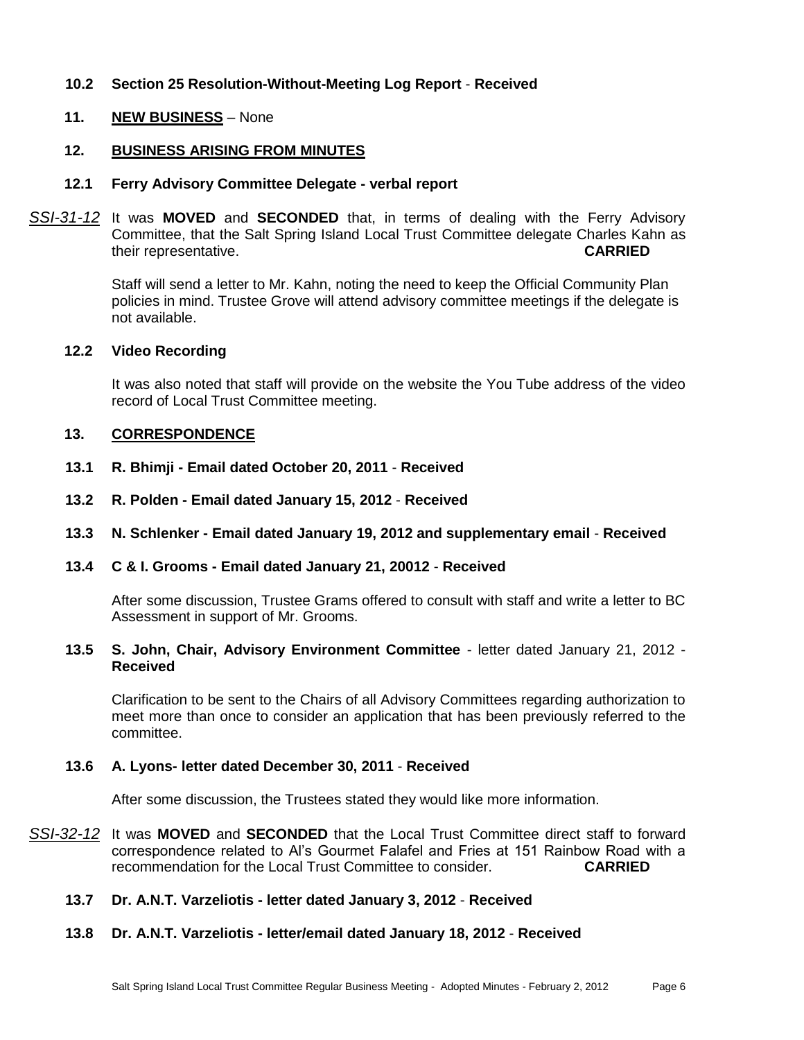**10.2 Section 25 Resolution-Without-Meeting Log Report** - **Received**

**11. NEW BUSINESS** – None

**12. BUSINESS ARISING FROM MINUTES**

**12.1 Ferry Advisory Committee Delegate - verbal report**

*SSI-31-12* It was **MOVED** and **SECONDED** that, in terms of dealing with the Ferry Advisory Committee, that the Salt Spring Island Local Trust Committee delegate Charles Kahn as their representative. **CARRIED**

Staff will send a letter to Mr. Kahn, noting the need to keep the Official Community Plan policies in mind. Trustee Grove will attend advisory committee meetings if the delegate is not available.

**12.2 Video Recording**

It was also noted that staff will provide on the website the You Tube address of the video record of Local Trust Committee meeting.

**13. CORRESPONDENCE**

**13.1 R. Bhimji - Email dated October 20, 2011** - **Received**

**13.2 R. Polden - Email dated January 15, 2012** - **Received**

**13.3 N. Schlenker - Email dated January 19, 2012 and supplementary email** - **Received**

**13.4 C & I. Grooms - Email dated January 21, 20012** - **Received**

After some discussion, Trustee Grams offered to consult with staff and write a letter to BC Assessment in support of Mr. Grooms.

**13.5 S. John, Chair, Advisory Environment Committee** - letter dated January 21, 2012 - **Received**

Clarification to be sent to the Chairs of all Advisory Committees regarding authorization to meet more than once to consider an application that has been previously referred to the committee.

**13.6 A. Lyons- letter dated December 30, 2011** - **Received**

After some discussion, the Trustees stated they would like more information.

*SSI-32-12* It was **MOVED** and **SECONDED** that the Local Trust Committee direct staff to forward correspondence related to Al's Gourmet Falafel and Fries at 151 Rainbow Road with a recommendation for the Local Trust Committee to consider. **CARRIED**

**13.7 Dr. A.N.T. Varzeliotis - letter dated January 3, 2012** - **Received**

**13.8 Dr. A.N.T. Varzeliotis - letter/email dated January 18, 2012** - **Received**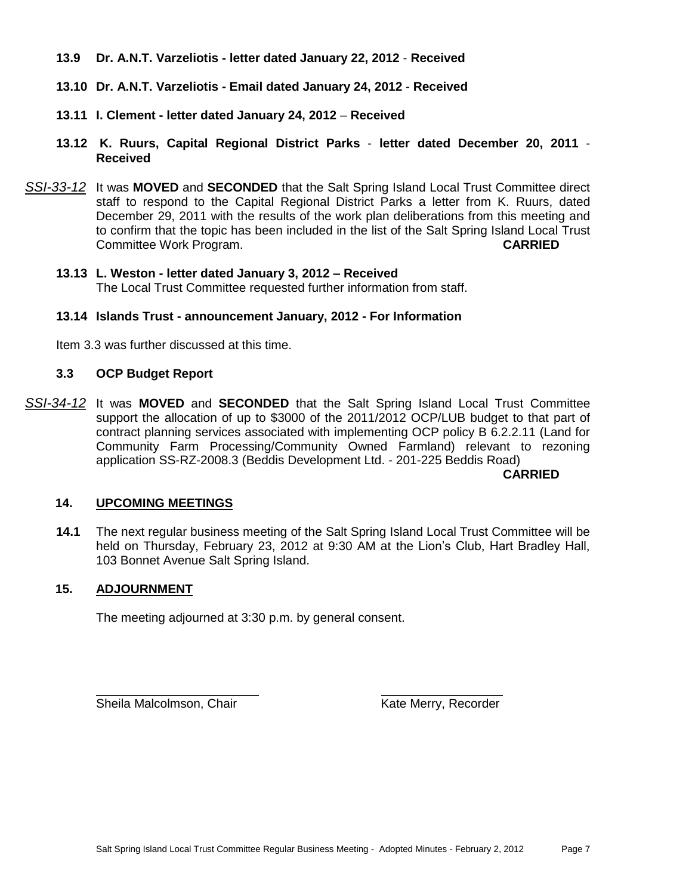**13.9 Dr. A.N.T. Varzeliotis - letter dated January 22, 2012 - Received**

**13.10 Dr. A.N.T. Varzeliotis - Email dated January 24, 2012 - Received**

**13.11 I. Clement - letter dated January 24, 2012 – Received**

**13.12 K. Ruurs, Capital Regional District Parks - letter dated December 20, 2011 - Received**

*SSI-33-12* It was **MOVED** and **SECONDED** that the Salt Spring Island Local Trust Committee direct staff to respond to the Capital Regional District Parks a letter from K. Ruurs, dated December 29, 2011 with the results of the work plan deliberations from this meeting and to confirm that the topic has been included in the list of the Salt Spring Island Local Trust Committee Work Program. **CARRIED**

**13.13 L. Weston - letter dated January 3, 2012 – Received**

The Local Trust Committee requested further information from staff.

**13.14 Islands Trust - announcement January, 2012 - For Information**

Item 3.3 was further discussed at this time.

**3.3 OCP Budget Report**

*SSI-34-12* It was **MOVED** and **SECONDED** that the Salt Spring Island Local Trust Committee support the allocation of up to $3000 of the 2011/2012 OCP/LUB budget to that part of contract planning services associated with implementing OCP policy B 6.2.2.11 (Land for Community Farm Processing/Community Owned Farmland) relevant to rezoning application SS-RZ-2008.3 (Beddis Development Ltd. - 201-225 Beddis Road) **CARRIED**

## 14. UPCOMING MEETINGS

**14.1** The next regular business meeting of the Salt Spring Island Local Trust Committee will be held on Thursday, February 23, 2012 at 9:30 AM at the Lion's Club, Hart Bradley Hall, 103 Bonnet Avenue Salt Spring Island.

## 15. ADJOURNMENT

The meeting adjourned at 3:30 p.m. by general consent.

Sheila Malcolmson, Chair

Kate Merry, Recorder